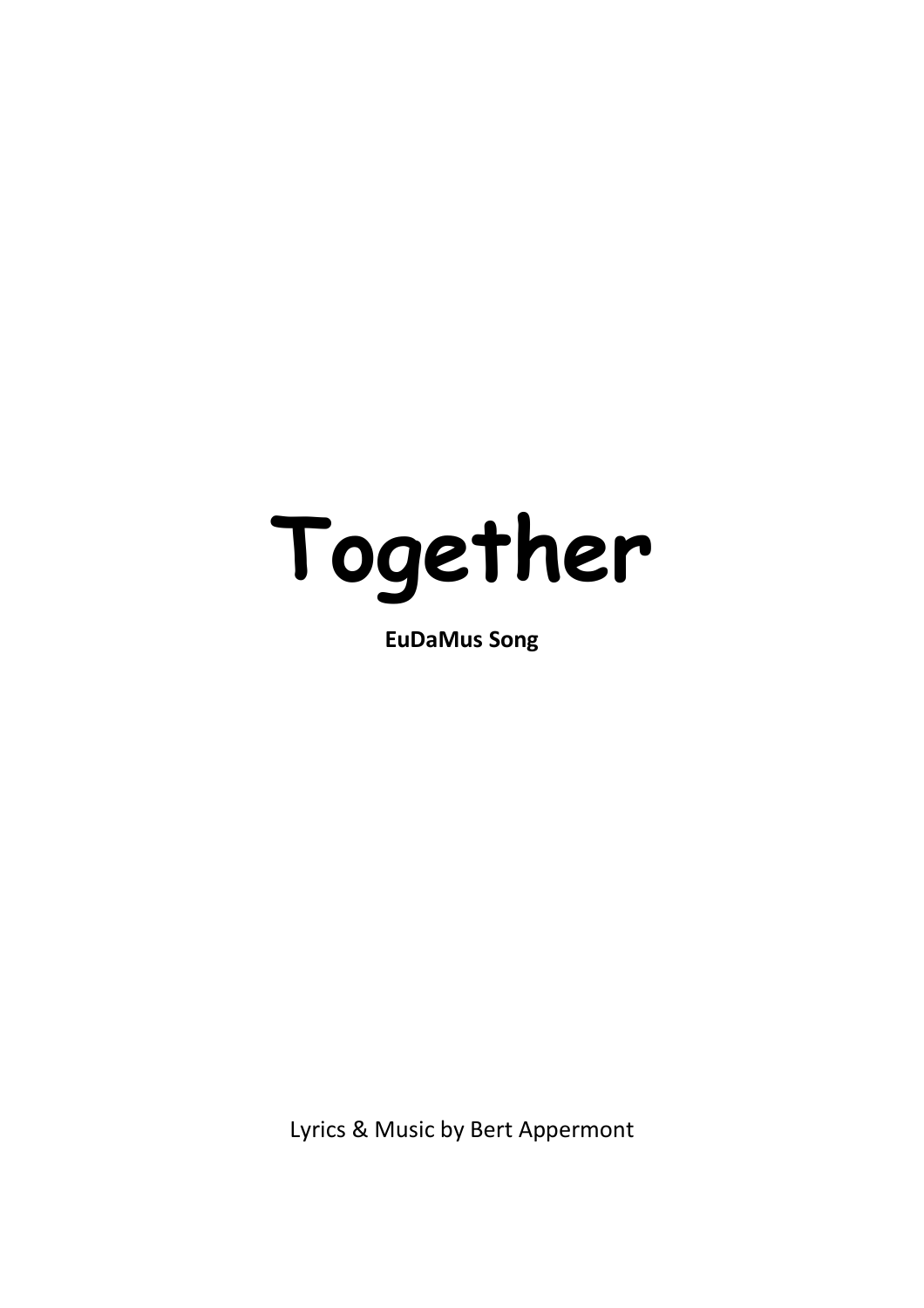# Together

**EuDaMus Song**

Lyrics & Music by Bert Appermont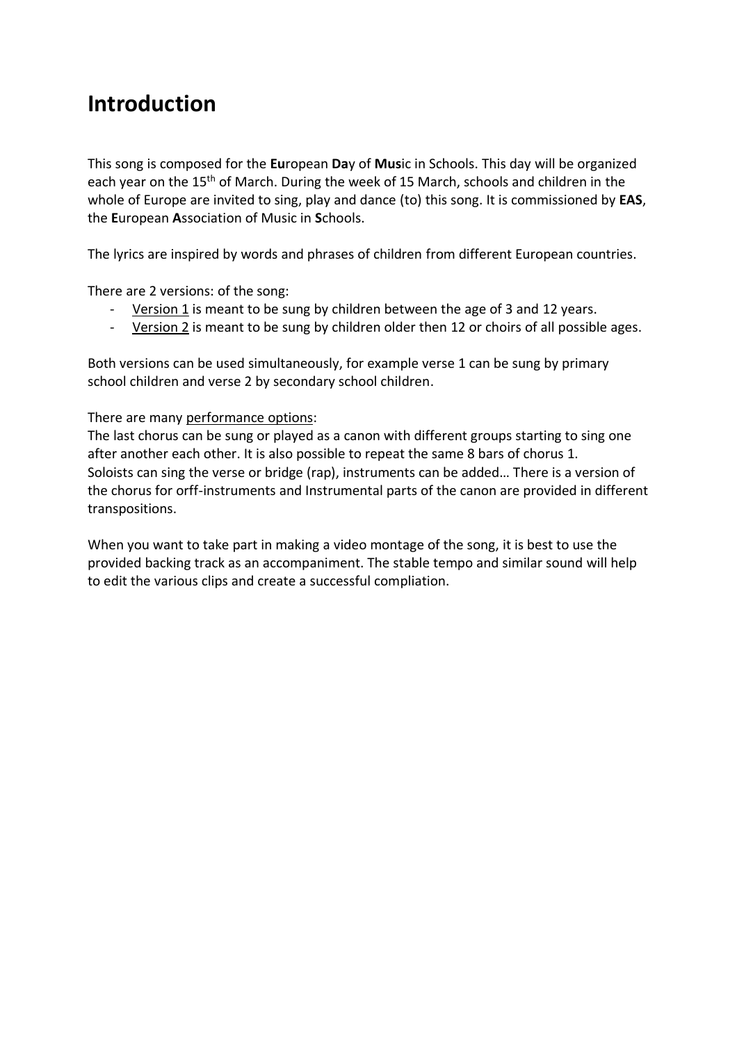# Introduction

This song is composed for the **Eu**ropean **Da**y of **Mus**ic in Schools. This day will be organized each year on the 15th of March. During the week of 15 March, schools and children in the whole of Europe are invited to sing, play and dance (to) this song. It is commissioned by **EAS**, the **E**uropean **A**ssociation of Music in **S**chools.

The lyrics are inspired by words and phrases of children from different European countries.

There are 2 versions: of the song:

- Version 1 is meant to be sung by children between the age of 3 and 12 years.
- Version 2 is meant to be sung by children older then 12 or choirs of all possible ages.

Both versions can be used simultaneously, for example verse 1 can be sung by primary school children and verse 2 by secondary school children.

There are many performance options:
The last chorus can be sung or played as a canon with different groups starting to sing one after another each other. It is also possible to repeat the same 8 bars of chorus 1.
Soloists can sing the verse or bridge (rap), instruments can be added… There is a version of the chorus for orff-instruments and Instrumental parts of the canon are provided in different transpositions.

When you want to take part in making a video montage of the song, it is best to use the provided backing track as an accompaniment. The stable tempo and similar sound will help to edit the various clips and create a successful compliation.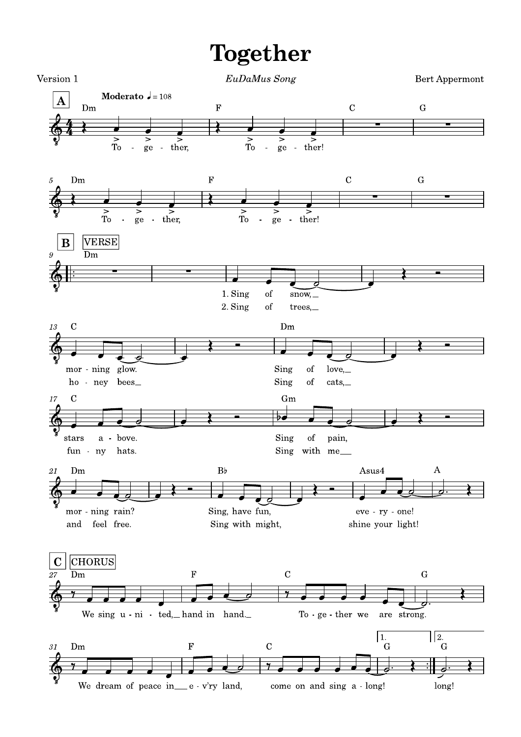# Together

Version 1

*EuDaMus Song*

Bert Appermont

**A** **Moderato** ♩ = 108

Dm F C G

To - ge - ther, To - ge - ther!

Dm F C G

To - ge - ther, To - ge - ther!

**B** VERSE

Dm

1. Sing of snow,
2. Sing of trees,

C Dm

mor - ning glow. Sing of love,
ho - ney bees Sing of cats,

C Gm

stars a - bove. Sing of pain,
fun - ny hats. Sing with me

Dm B♭ Asus4 A

mor - ning rain? Sing, have fun, eve - ry - one!
and feel free. Sing with might, shine your light!

**C** CHORUS

Dm F C G

We sing u - ni - ted, hand in hand. To - ge - ther we are strong.

Dm F C 1. G 2. G

We dream of peace in e - v'ry land, come on and sing a - long! long!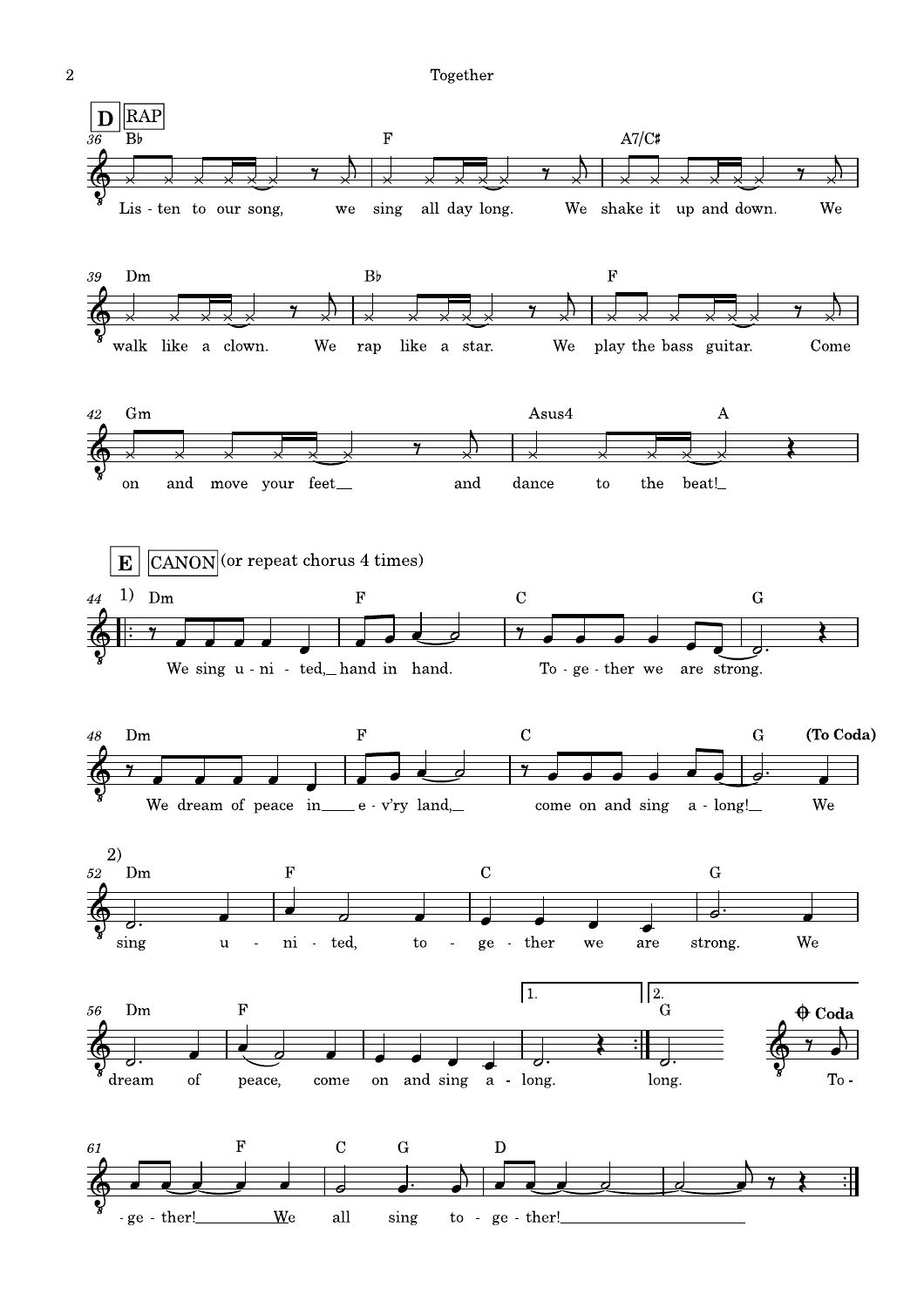**D** RAP

Lis - ten to our song, we sing all day long. We shake it up and down. We walk like a clown. We rap like a star. We play the bass guitar. Come on and move your feet and dance to the beat!

**E** CANON (or repeat chorus 4 times)

1) We sing u - ni - ted, hand in hand. To - ge - ther we are strong. We dream of peace in e - v'ry land, come on and sing a - long! We

**(To Coda)**

2) sing u - ni - ted, to - ge - ther we are strong. We dream of peace, come on and sing a - long. long.

**Coda**

To - ge - ther! We all sing to - ge - ther!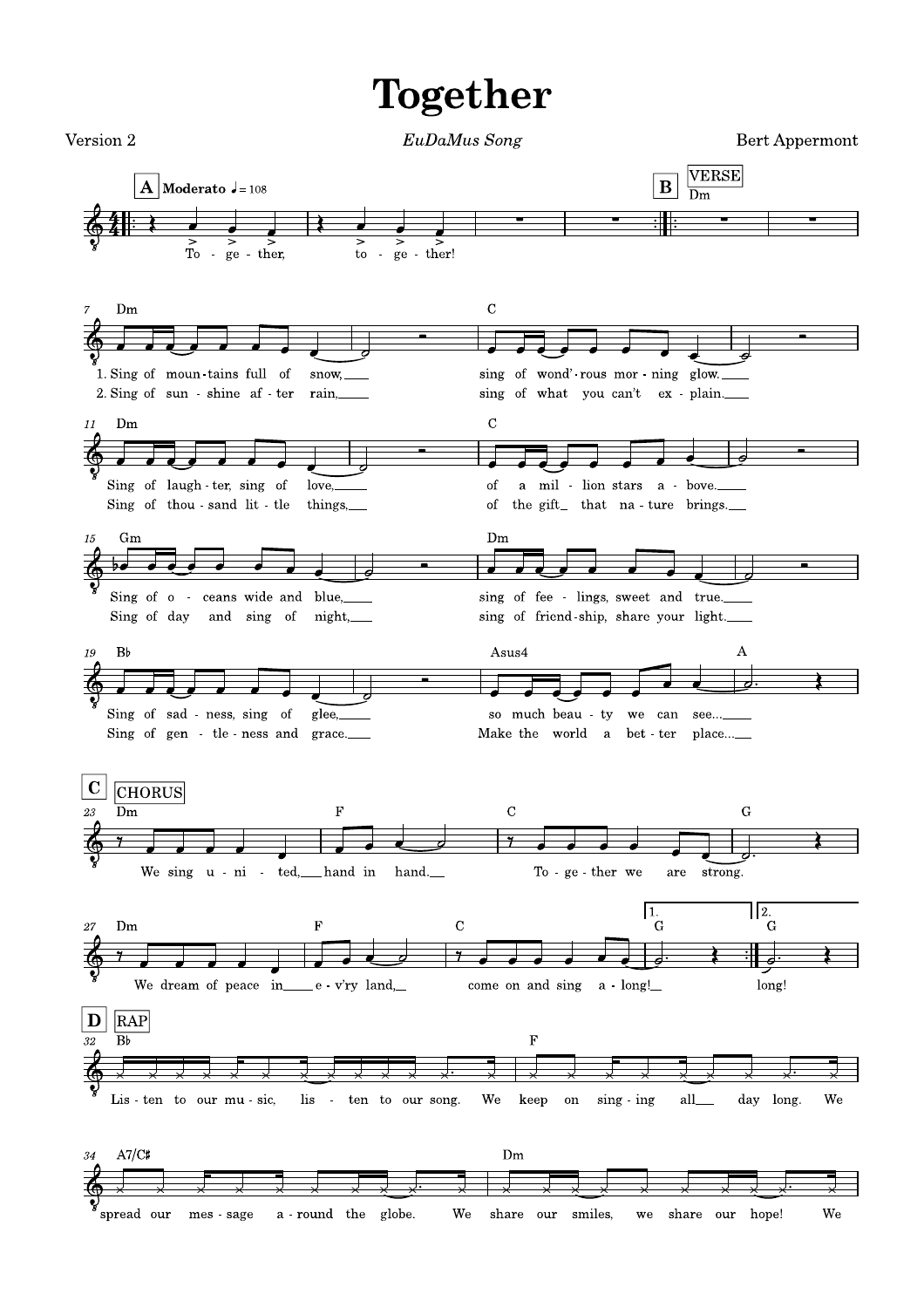# Together

Version 2

*EuDaMus Song*

Bert Appermont

**A** Moderato ♩= 108

To - ge - ther, to - ge - ther!

**B** VERSE

Dm

1. Sing of moun - tains full of snow, sing of wond'- rous mor - ning glow.
2. Sing of sun - shine af - ter rain, sing of what you can't ex - plain.

Sing of laugh - ter, sing of love, of a mil - lion stars a - bove.
Sing of thou - sand lit - tle things, of the gift that na - ture brings.

Sing of o - ceans wide and blue, sing of fee - lings, sweet and true.
Sing of day and sing of night, sing of friend - ship, share your light.

Sing of sad - ness, sing of glee, so much beau - ty we can see...
Sing of gen - tle - ness and grace. Make the world a bet - ter place...

**C** CHORUS

We sing u - ni - ted, hand in hand. To - ge - ther we are strong.

We dream of peace in e - v'ry land, come on and sing a - long! long!

**D** RAP

Lis - ten to our mu - sic, lis - ten to our song. We keep on sing - ing all day long. We

spread our mes - sage a - round the globe. We share our smiles, we share our hope! We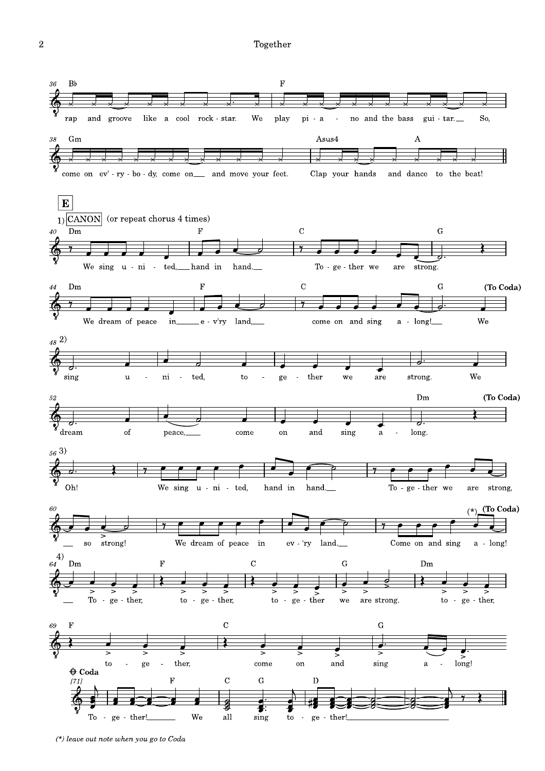**E**

1) CANON (or repeat chorus 4 times)

(To Coda)

2)

(To Coda)

3)

(*) (To Coda)

4)

Coda

*(\*) leave out note when you go to Coda*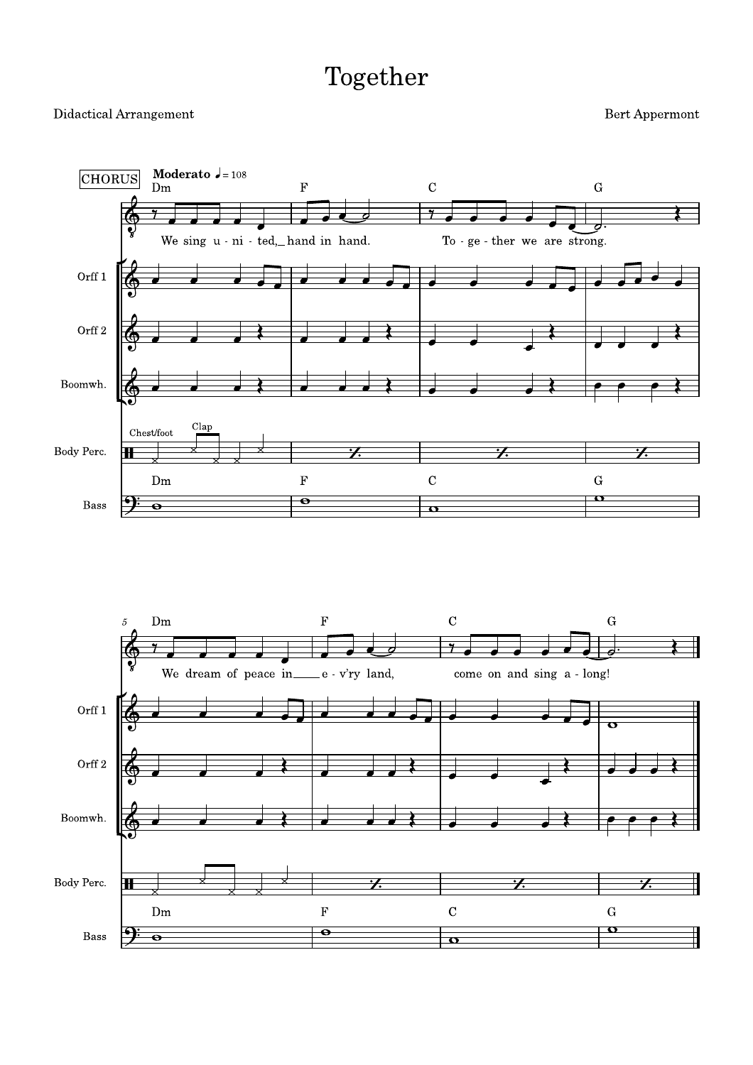# Together

Didactical Arrangement

Bert Appermont

CHORUS

**Moderato** ♩ = 108

Dm F C G

We sing u - ni - ted, hand in hand. To - ge - ther we are strong.

Orff 1

Orff 2

Boomwh.

Chest/foot Clap

Body Perc.

Dm F C G

Bass

5

Dm F C G

We dream of peace in e - v'ry land, come on and sing a - long!

Orff 1

Orff 2

Boomwh.

Body Perc.

Dm F C G

Bass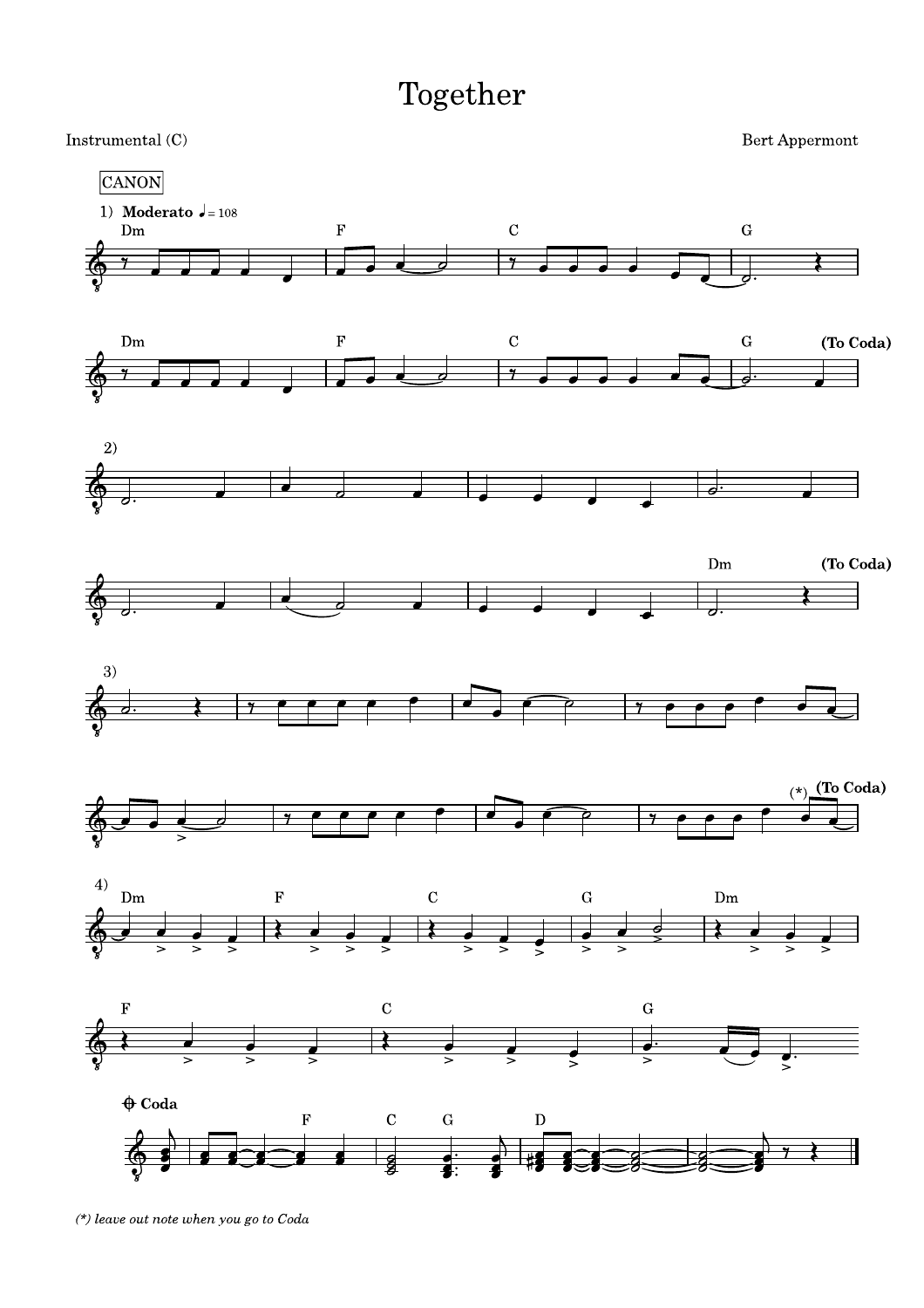# Together

Instrumental (C)

Bert Appermont

CANON

*(*) leave out note when you go to Coda*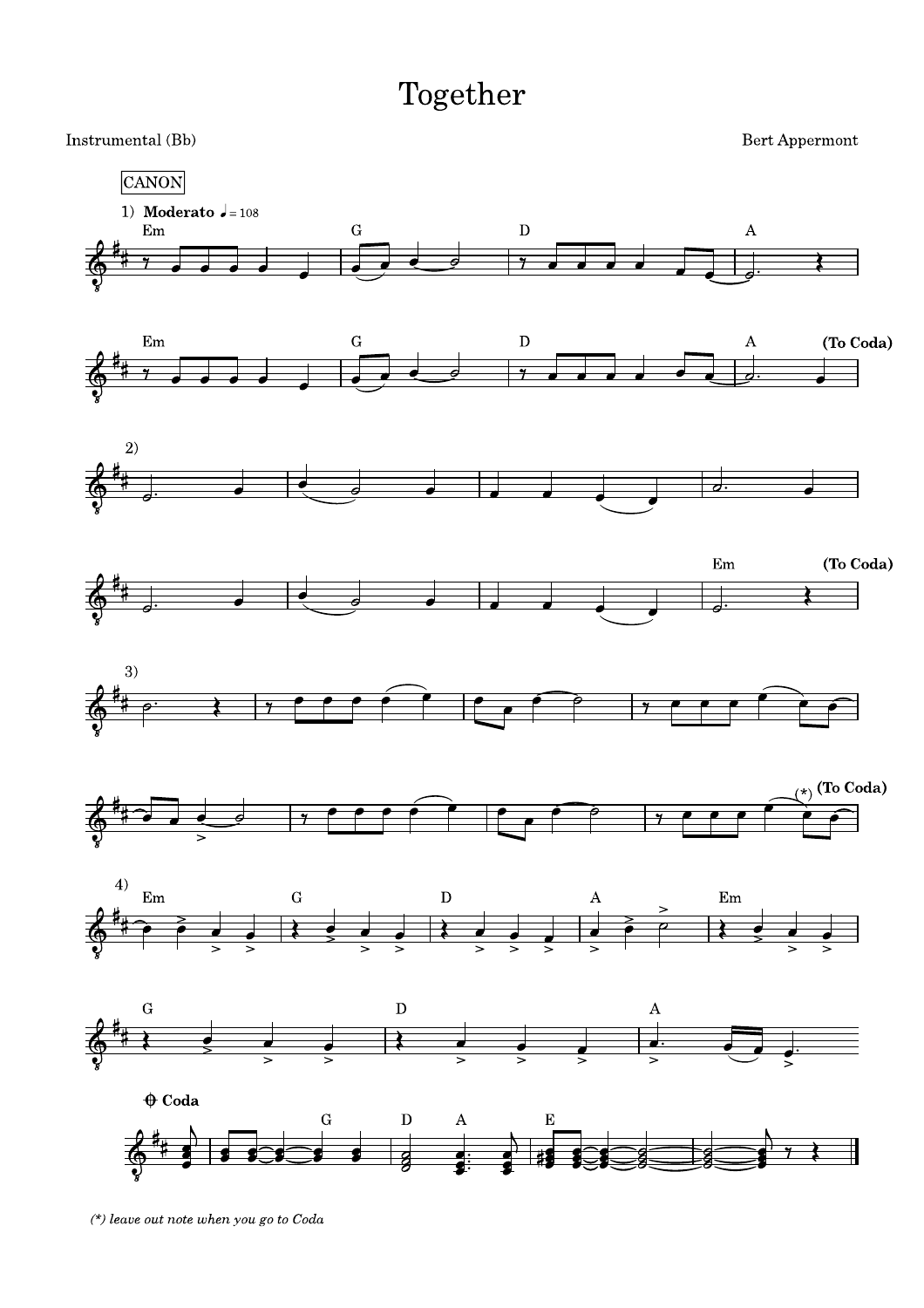# Together

Instrumental (Bb)

Bert Appermont

*(\*) leave out note when you go to Coda*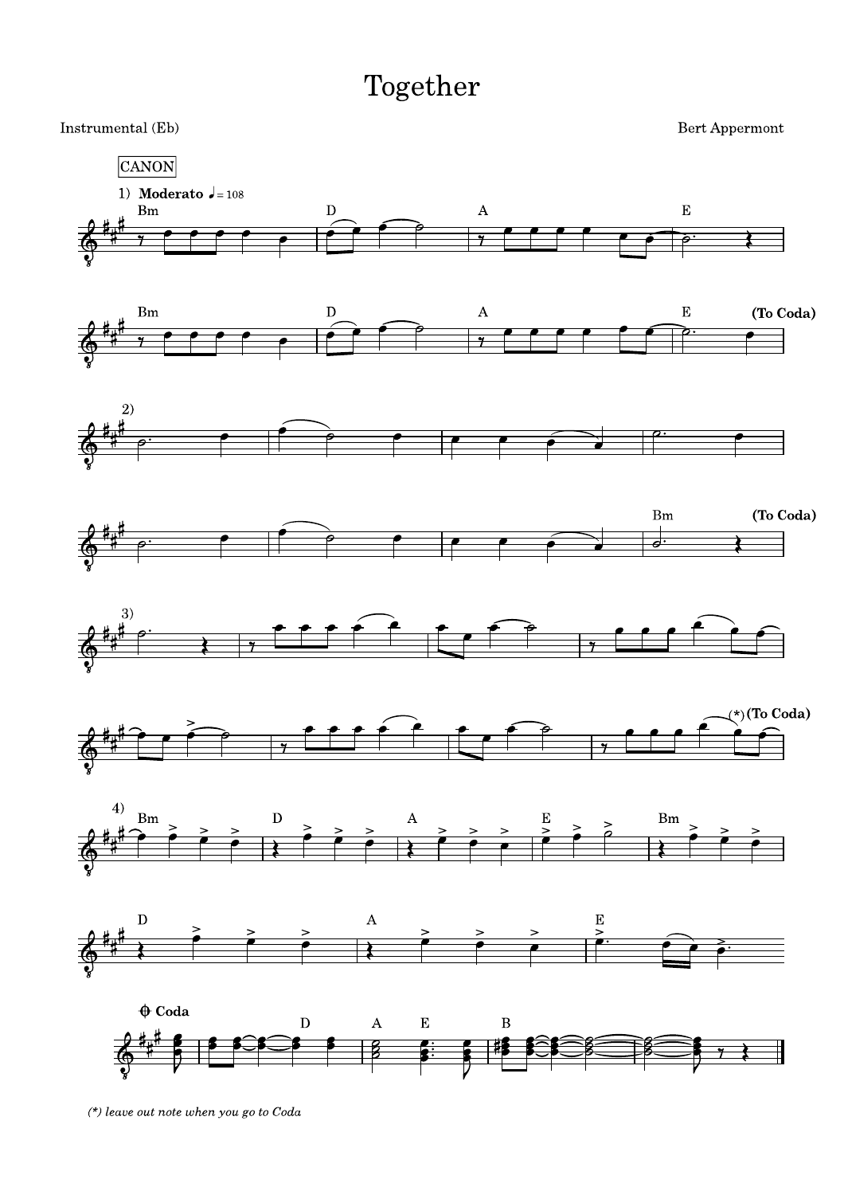# Together

Instrumental (Eb)

Bert Appermont

CANON

1) **Moderato** ♩ = 108

Bm D A E

Bm D A E **(To Coda)**

2)

Bm **(To Coda)**

3)

(*) **(To Coda)**

4) Bm D A E Bm

D A E

**Coda**

D A E B

*(*) leave out note when you go to Coda*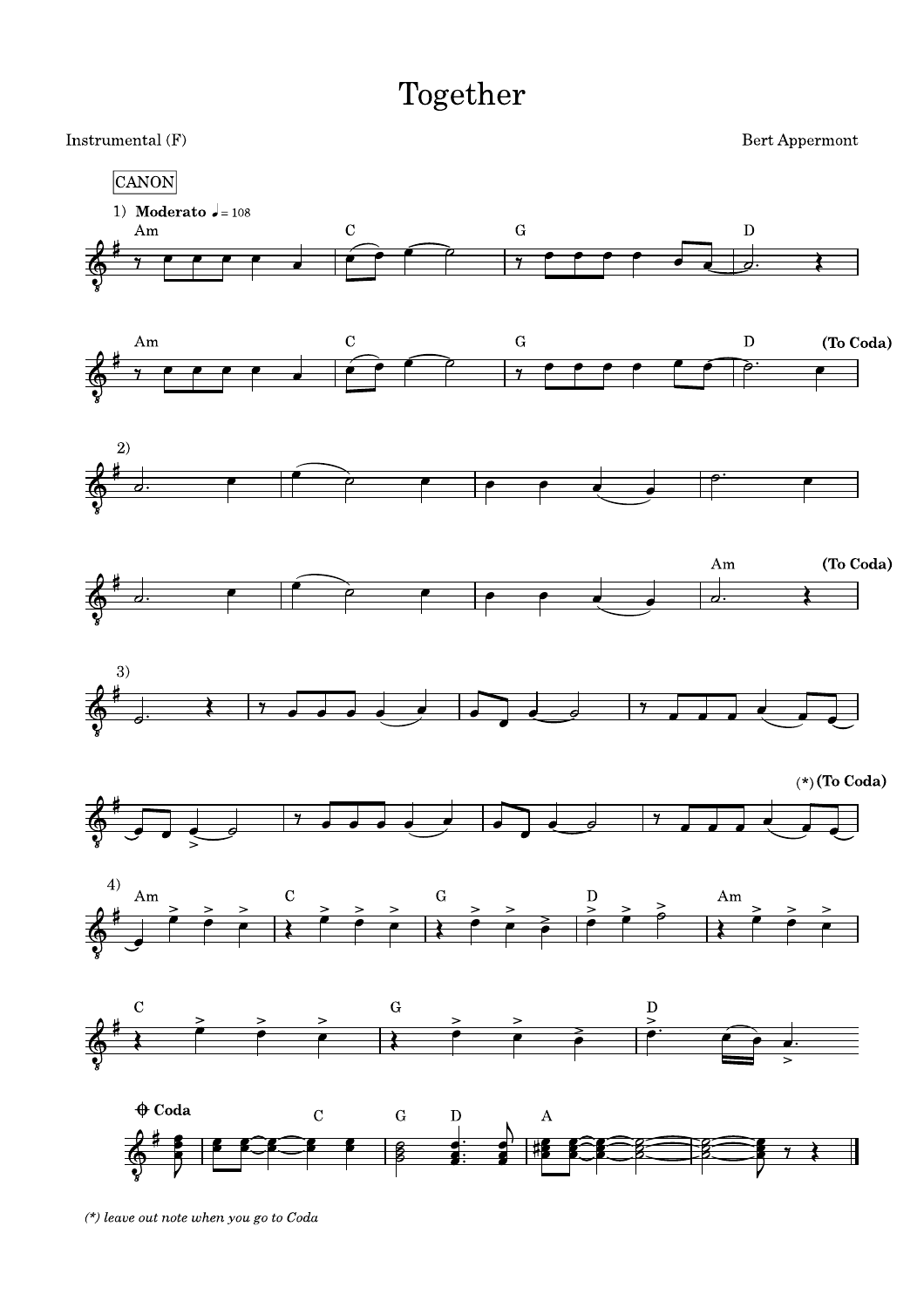# Together

Instrumental (F)

Bert Appermont

(*) leave out note when you go to Coda